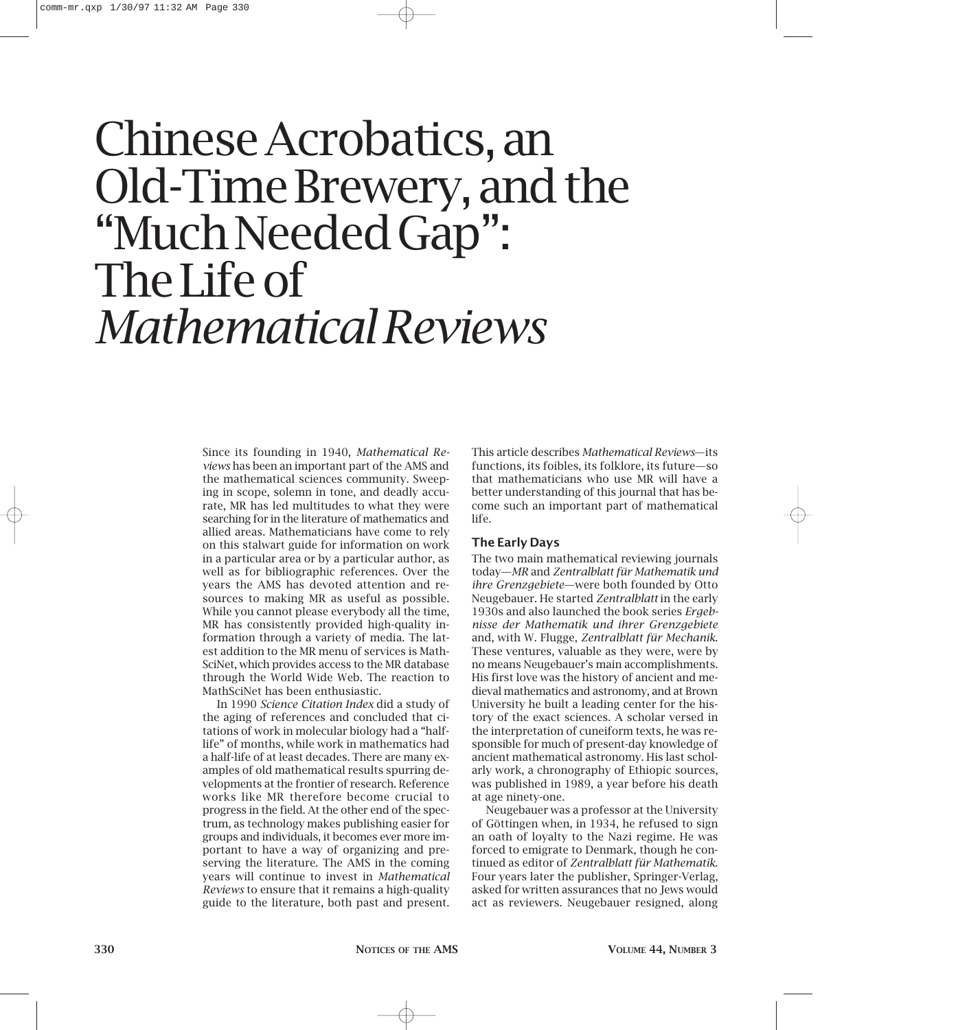# Chinese Acrobatics, an Old-Time Brewery, and the "Much Needed Gap": The Life of *Mathematical Reviews*

Since its founding in 1940, *Mathematical Reviews* has been an important part of the AMS and the mathematical sciences community. Sweeping in scope, solemn in tone, and deadly accurate, MR has led multitudes to what they were searching for in the literature of mathematics and allied areas. Mathematicians have come to rely on this stalwart guide for information on work in a particular area or by a particular author, as well as for bibliographic references. Over the years the AMS has devoted attention and resources to making MR as useful as possible. While you cannot please everybody all the time, MR has consistently provided high-quality information through a variety of media. The latest addition to the MR menu of services is MathSciNet, which provides access to the MR database through the World Wide Web. The reaction to MathSciNet has been enthusiastic.

In 1990 *Science Citation Index* did a study of the aging of references and concluded that citations of work in molecular biology had a "half-life" of months, while work in mathematics had a half-life of at least decades. There are many examples of old mathematical results spurring developments at the frontier of research. Reference works like MR therefore become crucial to progress in the field. At the other end of the spectrum, as technology makes publishing easier for groups and individuals, it becomes ever more important to have a way of organizing and preserving the literature. The AMS in the coming years will continue to invest in *Mathematical Reviews* to ensure that it remains a high-quality guide to the literature, both past and present.

This article describes *Mathematical Reviews*—its functions, its foibles, its folklore, its future—so that mathematicians who use MR will have a better understanding of this journal that has become such an important part of mathematical life.

## The Early Days

The two main mathematical reviewing journals today—*MR* and *Zentralblatt für Mathematik und ihre Grenzgebiete*—were both founded by Otto Neugebauer. He started *Zentralblatt* in the early 1930s and also launched the book series *Ergebnisse der Mathematik und ihrer Grenzgebiete* and, with W. Flugge, *Zentralblatt für Mechanik*. These ventures, valuable as they were, were by no means Neugebauer's main accomplishments. His first love was the history of ancient and medieval mathematics and astronomy, and at Brown University he built a leading center for the history of the exact sciences. A scholar versed in the interpretation of cuneiform texts, he was responsible for much of present-day knowledge of ancient mathematical astronomy. His last scholarly work, a chronography of Ethiopic sources, was published in 1989, a year before his death at age ninety-one.

Neugebauer was a professor at the University of Göttingen when, in 1934, he refused to sign an oath of loyalty to the Nazi regime. He was forced to emigrate to Denmark, though he continued as editor of *Zentralblatt für Mathematik*. Four years later the publisher, Springer-Verlag, asked for written assurances that no Jews would act as reviewers. Neugebauer resigned, along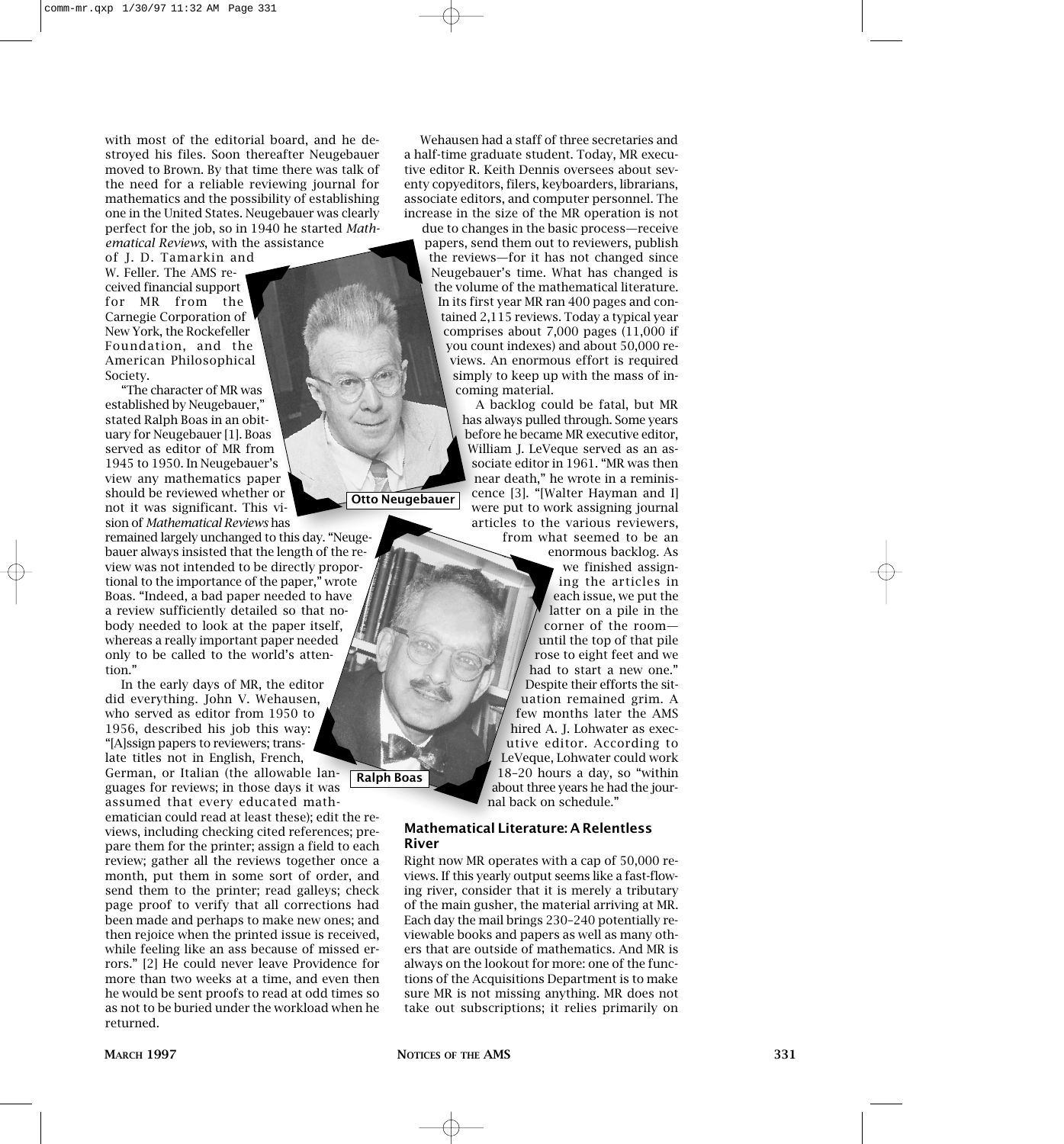with most of the editorial board, and he destroyed his files. Soon thereafter Neugebauer moved to Brown. By that time there was talk of the need for a reliable reviewing journal for mathematics and the possibility of establishing one in the United States. Neugebauer was clearly perfect for the job, so in 1940 he started *Mathematical Reviews*, with the assistance of J. D. Tamarkin and W. Feller. The AMS received financial support for MR from the Carnegie Corporation of New York, the Rockefeller Foundation, and the American Philosophical Society.

"The character of MR was established by Neugebauer," stated Ralph Boas in an obituary for Neugebauer [1]. Boas served as editor of MR from 1945 to 1950. In Neugebauer's view any mathematics paper should be reviewed whether or not it was significant. This vision of *Mathematical Reviews* has remained largely unchanged to this day. "Neugebauer always insisted that the length of the review was not intended to be directly proportional to the importance of the paper," wrote Boas. "Indeed, a bad paper needed to have a review sufficiently detailed so that nobody needed to look at the paper itself, whereas a really important paper needed only to be called to the world's attention."

Otto Neugebauer

Ralph Boas

In the early days of MR, the editor did everything. John V. Wehausen, who served as editor from 1950 to 1956, described his job this way: "[A]ssign papers to reviewers; translate titles not in English, French, German, or Italian (the allowable languages for reviews; in those days it was assumed that every educated mathematician could read at least these); edit the reviews, including checking cited references; prepare them for the printer; assign a field to each review; gather all the reviews together once a month, put them in some sort of order, and send them to the printer; read galleys; check page proof to verify that all corrections had been made and perhaps to make new ones; and then rejoice when the printed issue is received, while feeling like an ass because of missed errors." [2] He could never leave Providence for more than two weeks at a time, and even then he would be sent proofs to read at odd times so as not to be buried under the workload when he returned.

Wehausen had a staff of three secretaries and a half-time graduate student. Today, MR executive editor R. Keith Dennis oversees about seventy copyeditors, filers, keyboarders, librarians, associate editors, and computer personnel. The increase in the size of the MR operation is not due to changes in the basic process—receive papers, send them out to reviewers, publish the reviews—for it has not changed since Neugebauer's time. What has changed is the volume of the mathematical literature. In its first year MR ran 400 pages and contained 2,115 reviews. Today a typical year comprises about 7,000 pages (11,000 if you count indexes) and about 50,000 reviews. An enormous effort is required simply to keep up with the mass of incoming material.

A backlog could be fatal, but MR has always pulled through. Some years before he became MR executive editor, William J. LeVeque served as an associate editor in 1961. "MR was then near death," he wrote in a reminiscence [3]. "[Walter Hayman and I] were put to work assigning journal articles to the various reviewers, from what seemed to be an enormous backlog. As we finished assigning the articles in each issue, we put the latter on a pile in the corner of the room—until the top of that pile rose to eight feet and we had to start a new one." Despite their efforts the situation remained grim. A few months later the AMS hired A. J. Lohwater as executive editor. According to LeVeque, Lohwater could work 18–20 hours a day, so "within about three years he had the journal back on schedule."

## Mathematical Literature: A Relentless River

Right now MR operates with a cap of 50,000 reviews. If this yearly output seems like a fast-flowing river, consider that it is merely a tributary of the main gusher, the material arriving at MR. Each day the mail brings 230–240 potentially reviewable books and papers as well as many others that are outside of mathematics. And MR is always on the lookout for more: one of the functions of the Acquisitions Department is to make sure MR is not missing anything. MR does not take out subscriptions; it relies primarily on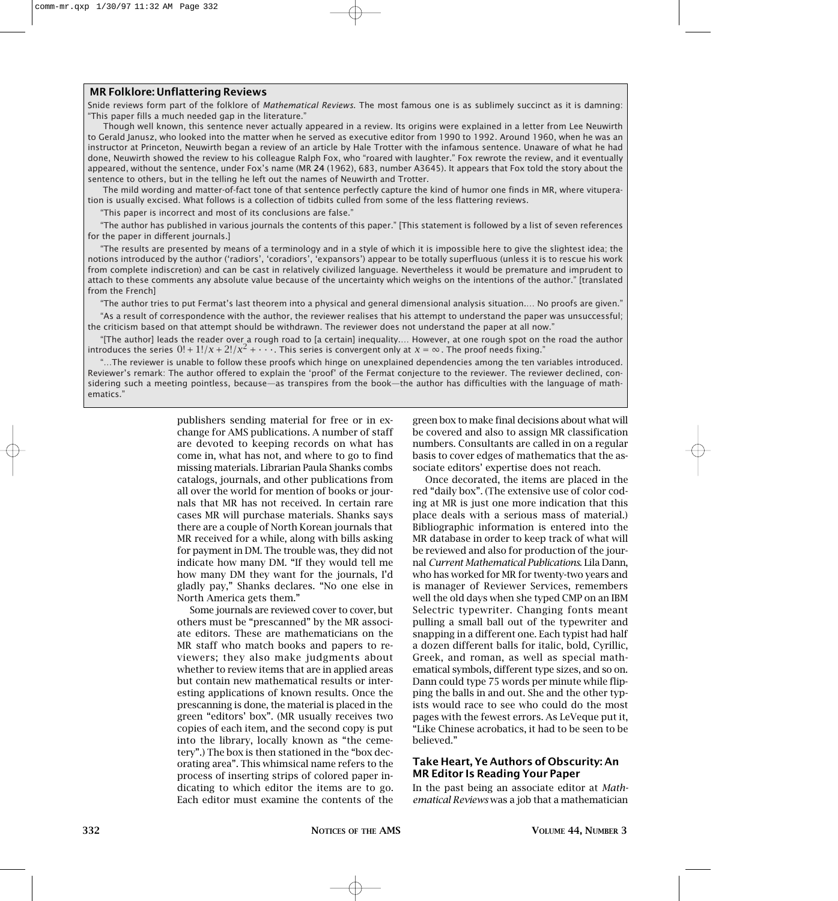## MR Folklore: Unflattering Reviews

Snide reviews form part of the folklore of *Mathematical Reviews*. The most famous one is as sublimely succinct as it is damning: "This paper fills a much needed gap in the literature."

Though well known, this sentence never actually appeared in a review. Its origins were explained in a letter from Lee Neuwirth to Gerald Janusz, who looked into the matter when he served as executive editor from 1990 to 1992. Around 1960, when he was an instructor at Princeton, Neuwirth began a review of an article by Hale Trotter with the infamous sentence. Unaware of what he had done, Neuwirth showed the review to his colleague Ralph Fox, who "roared with laughter." Fox rewrote the review, and it eventually appeared, without the sentence, under Fox's name (MR **24** (1962), 683, number A3645). It appears that Fox told the story about the sentence to others, but in the telling he left out the names of Neuwirth and Trotter.

The mild wording and matter-of-fact tone of that sentence perfectly capture the kind of humor one finds in MR, where vituperation is usually excised. What follows is a collection of tidbits culled from some of the less flattering reviews.

"This paper is incorrect and most of its conclusions are false."

"The author has published in various journals the contents of this paper." [This statement is followed by a list of seven references for the paper in different journals.]

"The results are presented by means of a terminology and in a style of which it is impossible here to give the slightest idea; the notions introduced by the author ('radiors', 'coradiors', 'expansors') appear to be totally superfluous (unless it is to rescue his work from complete indiscretion) and can be cast in relatively civilized language. Nevertheless it would be premature and imprudent to attach to these comments any absolute value because of the uncertainty which weighs on the intentions of the author." [translated from the French]

"The author tries to put Fermat's last theorem into a physical and general dimensional analysis situation.… No proofs are given."

"As a result of correspondence with the author, the reviewer realises that his attempt to understand the paper was unsuccessful; the criticism based on that attempt should be withdrawn. The reviewer does not understand the paper at all now."

"[The author] leads the reader over a rough road to [a certain] inequality.… However, at one rough spot on the road the author introduces the series $0! + 1!/x + 2!/x^2 + \cdots$. This series is convergent only at $x = \infty$. The proof needs fixing."

"…The reviewer is unable to follow these proofs which hinge on unexplained dependencies among the ten variables introduced. Reviewer's remark: The author offered to explain the 'proof' of the Fermat conjecture to the reviewer. The reviewer declined, considering such a meeting pointless, because—as transpires from the book—the author has difficulties with the language of mathematics."

publishers sending material for free or in exchange for AMS publications. A number of staff are devoted to keeping records on what has come in, what has not, and where to go to find missing materials. Librarian Paula Shanks combs catalogs, journals, and other publications from all over the world for mention of books or journals that MR has not received. In certain rare cases MR will purchase materials. Shanks says there are a couple of North Korean journals that MR received for a while, along with bills asking for payment in DM. The trouble was, they did not indicate how many DM. "If they would tell me how many DM they want for the journals, I'd gladly pay," Shanks declares. "No one else in North America gets them."

Some journals are reviewed cover to cover, but others must be "prescanned" by the MR associate editors. These are mathematicians on the MR staff who match books and papers to reviewers; they also make judgments about whether to review items that are in applied areas but contain new mathematical results or interesting applications of known results. Once the prescanning is done, the material is placed in the green "editors' box". (MR usually receives two copies of each item, and the second copy is put into the library, locally known as "the cemetery".) The box is then stationed in the "box decorating area". This whimsical name refers to the process of inserting strips of colored paper indicating to which editor the items are to go. Each editor must examine the contents of the green box to make final decisions about what will be covered and also to assign MR classification numbers. Consultants are called in on a regular basis to cover edges of mathematics that the associate editors' expertise does not reach.

Once decorated, the items are placed in the red "daily box". (The extensive use of color coding at MR is just one more indication that this place deals with a serious mass of material.) Bibliographic information is entered into the MR database in order to keep track of what will be reviewed and also for production of the journal *Current Mathematical Publications*. Lila Dann, who has worked for MR for twenty-two years and is manager of Reviewer Services, remembers well the old days when she typed CMP on an IBM Selectric typewriter. Changing fonts meant pulling a small ball out of the typewriter and snapping in a different one. Each typist had half a dozen different balls for italic, bold, Cyrillic, Greek, and roman, as well as special mathematical symbols, different type sizes, and so on. Dann could type 75 words per minute while flipping the balls in and out. She and the other typists would race to see who could do the most pages with the fewest errors. As LeVeque put it, "Like Chinese acrobatics, it had to be seen to be believed."

### Take Heart, Ye Authors of Obscurity: An MR Editor Is Reading Your Paper

In the past being an associate editor at *Mathematical Reviews* was a job that a mathematician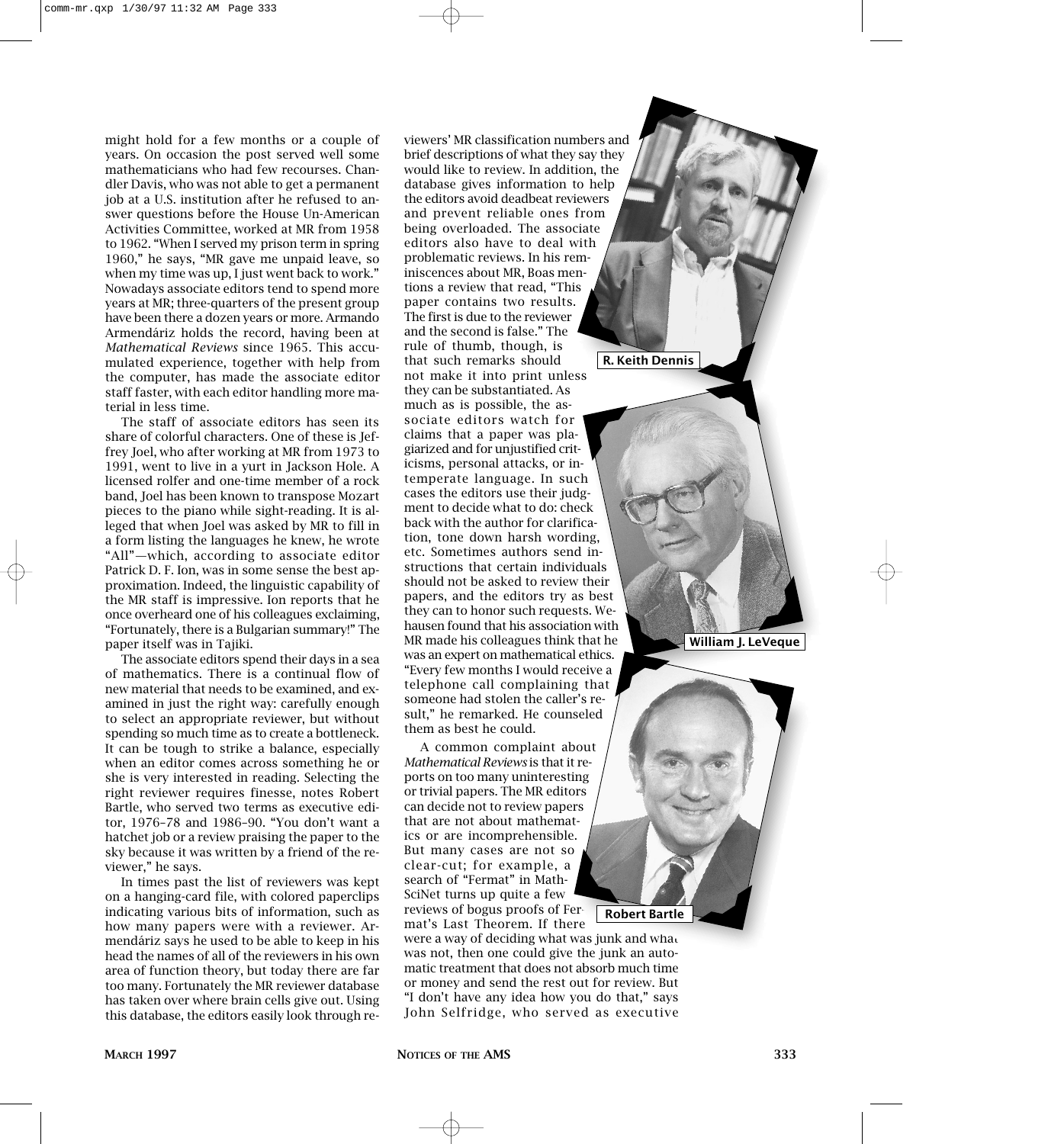might hold for a few months or a couple of years. On occasion the post served well some mathematicians who had few recourses. Chandler Davis, who was not able to get a permanent job at a U.S. institution after he refused to answer questions before the House Un-American Activities Committee, worked at MR from 1958 to 1962. "When I served my prison term in spring 1960," he says, "MR gave me unpaid leave, so when my time was up, I just went back to work." Nowadays associate editors tend to spend more years at MR; three-quarters of the present group have been there a dozen years or more. Armando Armendáriz holds the record, having been at *Mathematical Reviews* since 1965. This accumulated experience, together with help from the computer, has made the associate editor staff faster, with each editor handling more material in less time.

The staff of associate editors has seen its share of colorful characters. One of these is Jeffrey Joel, who after working at MR from 1973 to 1991, went to live in a yurt in Jackson Hole. A licensed rolfer and one-time member of a rock band, Joel has been known to transpose Mozart pieces to the piano while sight-reading. It is alleged that when Joel was asked by MR to fill in a form listing the languages he knew, he wrote "All"—which, according to associate editor Patrick D. F. Ion, was in some sense the best approximation. Indeed, the linguistic capability of the MR staff is impressive. Ion reports that he once overheard one of his colleagues exclaiming, "Fortunately, there is a Bulgarian summary!" The paper itself was in Tajiki.

The associate editors spend their days in a sea of mathematics. There is a continual flow of new material that needs to be examined, and examined in just the right way: carefully enough to select an appropriate reviewer, but without spending so much time as to create a bottleneck. It can be tough to strike a balance, especially when an editor comes across something he or she is very interested in reading. Selecting the right reviewer requires finesse, notes Robert Bartle, who served two terms as executive editor, 1976–78 and 1986–90. "You don't want a hatchet job or a review praising the paper to the sky because it was written by a friend of the reviewer," he says.

In times past the list of reviewers was kept on a hanging-card file, with colored paperclips indicating various bits of information, such as how many papers were with a reviewer. Armendáriz says he used to be able to keep in his head the names of all of the reviewers in his own area of function theory, but today there are far too many. Fortunately the MR reviewer database has taken over where brain cells give out. Using this database, the editors easily look through reviewers' MR classification numbers and brief descriptions of what they say they would like to review. In addition, the database gives information to help the editors avoid deadbeat reviewers and prevent reliable ones from being overloaded. The associate editors also have to deal with problematic reviews. In his reminiscences about MR, Boas mentions a review that read, "This paper contains two results. The first is due to the reviewer and the second is false." The rule of thumb, though, is that such remarks should not make it into print unless they can be substantiated. As much as is possible, the associate editors watch for claims that a paper was plagiarized and for unjustified criticisms, personal attacks, or intemperate language. In such cases the editors use their judgment to decide what to do: check back with the author for clarification, tone down harsh wording, etc. Sometimes authors send instructions that certain individuals should not be asked to review their papers, and the editors try as best they can to honor such requests. Wehausen found that his association with MR made his colleagues think that he was an expert on mathematical ethics. "Every few months I would receive a telephone call complaining that someone had stolen the caller's result," he remarked. He counseled them as best he could.

R. Keith Dennis

William J. LeVeque

Robert Bartle

A common complaint about *Mathematical Reviews* is that it reports on too many uninteresting or trivial papers. The MR editors can decide not to review papers that are not about mathematics or are incomprehensible. But many cases are not so clear-cut; for example, a search of "Fermat" in MathSciNet turns up quite a few reviews of bogus proofs of Fermat's Last Theorem. If there were a way of deciding what was junk and what was not, then one could give the junk an automatic treatment that does not absorb much time or money and send the rest out for review. But "I don't have any idea how you do that," says John Selfridge, who served as executive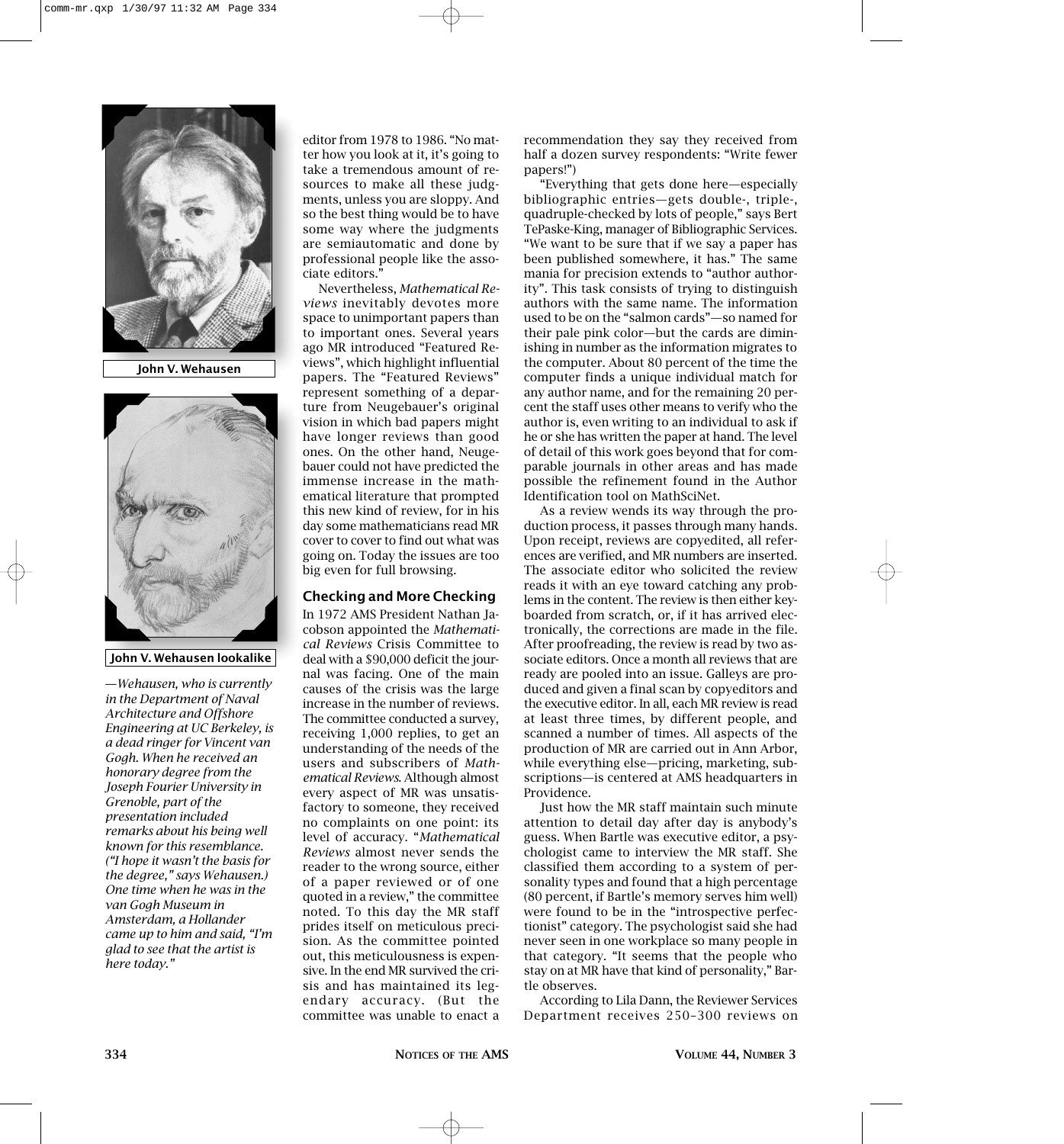John V. Wehausen

John V. Wehausen lookalike

*—Wehausen, who is currently in the Department of Naval Architecture and Offshore Engineering at UC Berkeley, is a dead ringer for Vincent van Gogh. When he received an honorary degree from the Joseph Fourier University in Grenoble, part of the presentation included remarks about his being well known for this resemblance. ("I hope it wasn't the basis for the degree," says Wehausen.) One time when he was in the van Gogh Museum in Amsterdam, a Hollander came up to him and said, "I'm glad to see that the artist is here today."*

editor from 1978 to 1986. "No matter how you look at it, it's going to take a tremendous amount of resources to make all these judgments, unless you are sloppy. And so the best thing would be to have some way where the judgments are semiautomatic and done by professional people like the associate editors."

Nevertheless, *Mathematical Reviews* inevitably devotes more space to unimportant papers than to important ones. Several years ago MR introduced "Featured Reviews", which highlight influential papers. The "Featured Reviews" represent something of a departure from Neugebauer's original vision in which bad papers might have longer reviews than good ones. On the other hand, Neugebauer could not have predicted the immense increase in the mathematical literature that prompted this new kind of review, for in his day some mathematicians read MR cover to cover to find out what was going on. Today the issues are too big even for full browsing.

## Checking and More Checking

In 1972 AMS President Nathan Jacobson appointed the *Mathematical Reviews* Crisis Committee to deal with a $90,000 deficit the journal was facing. One of the main causes of the crisis was the large increase in the number of reviews. The committee conducted a survey, receiving 1,000 replies, to get an understanding of the needs of the users and subscribers of *Mathematical Reviews*. Although almost every aspect of MR was unsatisfactory to someone, they received no complaints on one point: its level of accuracy. "*Mathematical Reviews* almost never sends the reader to the wrong source, either of a paper reviewed or of one quoted in a review," the committee noted. To this day the MR staff prides itself on meticulous precision. As the committee pointed out, this meticulousness is expensive. In the end MR survived the crisis and has maintained its legendary accuracy. (But the committee was unable to enact a recommendation they say they received from half a dozen survey respondents: "Write fewer papers!")

"Everything that gets done here—especially bibliographic entries—gets double-, triple-, quadruple-checked by lots of people," says Bert TePaske-King, manager of Bibliographic Services. "We want to be sure that if we say a paper has been published somewhere, it has." The same mania for precision extends to "author authority". This task consists of trying to distinguish authors with the same name. The information used to be on the "salmon cards"—so named for their pale pink color—but the cards are diminishing in number as the information migrates to the computer. About 80 percent of the time the computer finds a unique individual match for any author name, and for the remaining 20 percent the staff uses other means to verify who the author is, even writing to an individual to ask if he or she has written the paper at hand. The level of detail of this work goes beyond that for comparable journals in other areas and has made possible the refinement found in the Author Identification tool on MathSciNet.

As a review wends its way through the production process, it passes through many hands. Upon receipt, reviews are copyedited, all references are verified, and MR numbers are inserted. The associate editor who solicited the review reads it with an eye toward catching any problems in the content. The review is then either keyboarded from scratch, or, if it has arrived electronically, the corrections are made in the file. After proofreading, the review is read by two associate editors. Once a month all reviews that are ready are pooled into an issue. Galleys are produced and given a final scan by copyeditors and the executive editor. In all, each MR review is read at least three times, by different people, and scanned a number of times. All aspects of the production of MR are carried out in Ann Arbor, while everything else—pricing, marketing, subscriptions—is centered at AMS headquarters in Providence.

Just how the MR staff maintain such minute attention to detail day after day is anybody's guess. When Bartle was executive editor, a psychologist came to interview the MR staff. She classified them according to a system of personality types and found that a high percentage (80 percent, if Bartle's memory serves him well) were found to be in the "introspective perfectionist" category. The psychologist said she had never seen in one workplace so many people in that category. "It seems that the people who stay on at MR have that kind of personality," Bartle observes.

According to Lila Dann, the Reviewer Services Department receives 250–300 reviews on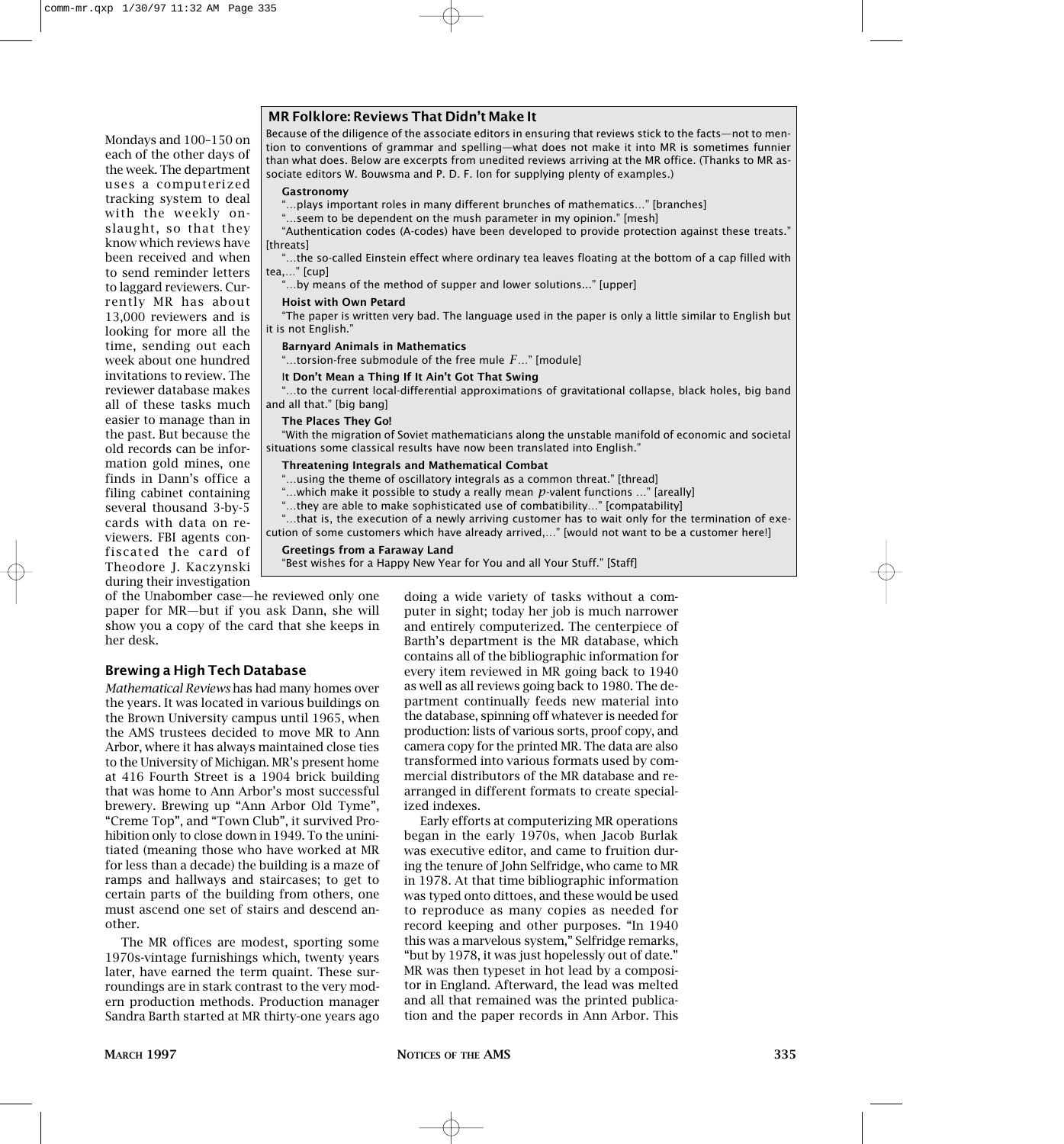Mondays and 100–150 on each of the other days of the week. The department uses a computerized tracking system to deal with the weekly onslaught, so that they know which reviews have been received and when to send reminder letters to laggard reviewers. Currently MR has about 13,000 reviewers and is looking for more all the time, sending out each week about one hundred invitations to review. The reviewer database makes all of these tasks much easier to manage than in the past. But because the old records can be information gold mines, one finds in Dann's office a filing cabinet containing several thousand 3-by-5 cards with data on reviewers. FBI agents confiscated the card of Theodore J. Kaczynski during their investigation of the Unabomber case—he reviewed only one paper for MR—but if you ask Dann, she will show you a copy of the card that she keeps in her desk.

> **MR Folklore: Reviews That Didn't Make It**
>
> Because of the diligence of the associate editors in ensuring that reviews stick to the facts—not to mention to conventions of grammar and spelling—what does not make it into MR is sometimes funnier than what does. Below are excerpts from unedited reviews arriving at the MR office. (Thanks to MR associate editors W. Bouwsma and P. D. F. Ion for supplying plenty of examples.)
>
> **Gastronomy**
>
> "…plays important roles in many different brunches of mathematics…" [branches]
>
> "…seem to be dependent on the mush parameter in my opinion." [mesh]
>
> "Authentication codes (A-codes) have been developed to provide protection against these treats." [threats]
>
> "…the so-called Einstein effect where ordinary tea leaves floating at the bottom of a cap filled with tea,…" [cup]
>
> "…by means of the method of supper and lower solutions..." [upper]
>
> **Hoist with Own Petard**
>
> "The paper is written very bad. The language used in the paper is only a little similar to English but it is not English."
>
> **Barnyard Animals in Mathematics**
>
> "…torsion-free submodule of the free mule $F$…" [module]
>
> **It Don't Mean a Thing If It Ain't Got That Swing**
>
> "…to the current local-differential approximations of gravitational collapse, black holes, big band and all that." [big bang]
>
> **The Places They Go!**
>
> "With the migration of Soviet mathematicians along the unstable manifold of economic and societal situations some classical results have now been translated into English."
>
> **Threatening Integrals and Mathematical Combat**
>
> "…using the theme of oscillatory integrals as a common threat." [thread]
>
> "…which make it possible to study a really mean $p$-valent functions …" [areally]
>
> "…they are able to make sophisticated use of combatibility…" [compatability]
>
> "…that is, the execution of a newly arriving customer has to wait only for the termination of execution of some customers which have already arrived,…" [would not want to be a customer here!]
>
> **Greetings from a Faraway Land**
>
> "Best wishes for a Happy New Year for You and all Your Stuff." [Staff]

### Brewing a High Tech Database

*Mathematical Reviews* has had many homes over the years. It was located in various buildings on the Brown University campus until 1965, when the AMS trustees decided to move MR to Ann Arbor, where it has always maintained close ties to the University of Michigan. MR's present home at 416 Fourth Street is a 1904 brick building that was home to Ann Arbor's most successful brewery. Brewing up "Ann Arbor Old Tyme", "Creme Top", and "Town Club", it survived Prohibition only to close down in 1949. To the uninitiated (meaning those who have worked at MR for less than a decade) the building is a maze of ramps and hallways and staircases; to get to certain parts of the building from others, one must ascend one set of stairs and descend another.

The MR offices are modest, sporting some 1970s-vintage furnishings which, twenty years later, have earned the term quaint. These surroundings are in stark contrast to the very modern production methods. Production manager Sandra Barth started at MR thirty-one years ago doing a wide variety of tasks without a computer in sight; today her job is much narrower and entirely computerized. The centerpiece of Barth's department is the MR database, which contains all of the bibliographic information for every item reviewed in MR going back to 1940 as well as all reviews going back to 1980. The department continually feeds new material into the database, spinning off whatever is needed for production: lists of various sorts, proof copy, and camera copy for the printed MR. The data are also transformed into various formats used by commercial distributors of the MR database and rearranged in different formats to create specialized indexes.

Early efforts at computerizing MR operations began in the early 1970s, when Jacob Burlak was executive editor, and came to fruition during the tenure of John Selfridge, who came to MR in 1978. At that time bibliographic information was typed onto dittoes, and these would be used to reproduce as many copies as needed for record keeping and other purposes. "In 1940 this was a marvelous system," Selfridge remarks, "but by 1978, it was just hopelessly out of date." MR was then typeset in hot lead by a compositor in England. Afterward, the lead was melted and all that remained was the printed publication and the paper records in Ann Arbor. This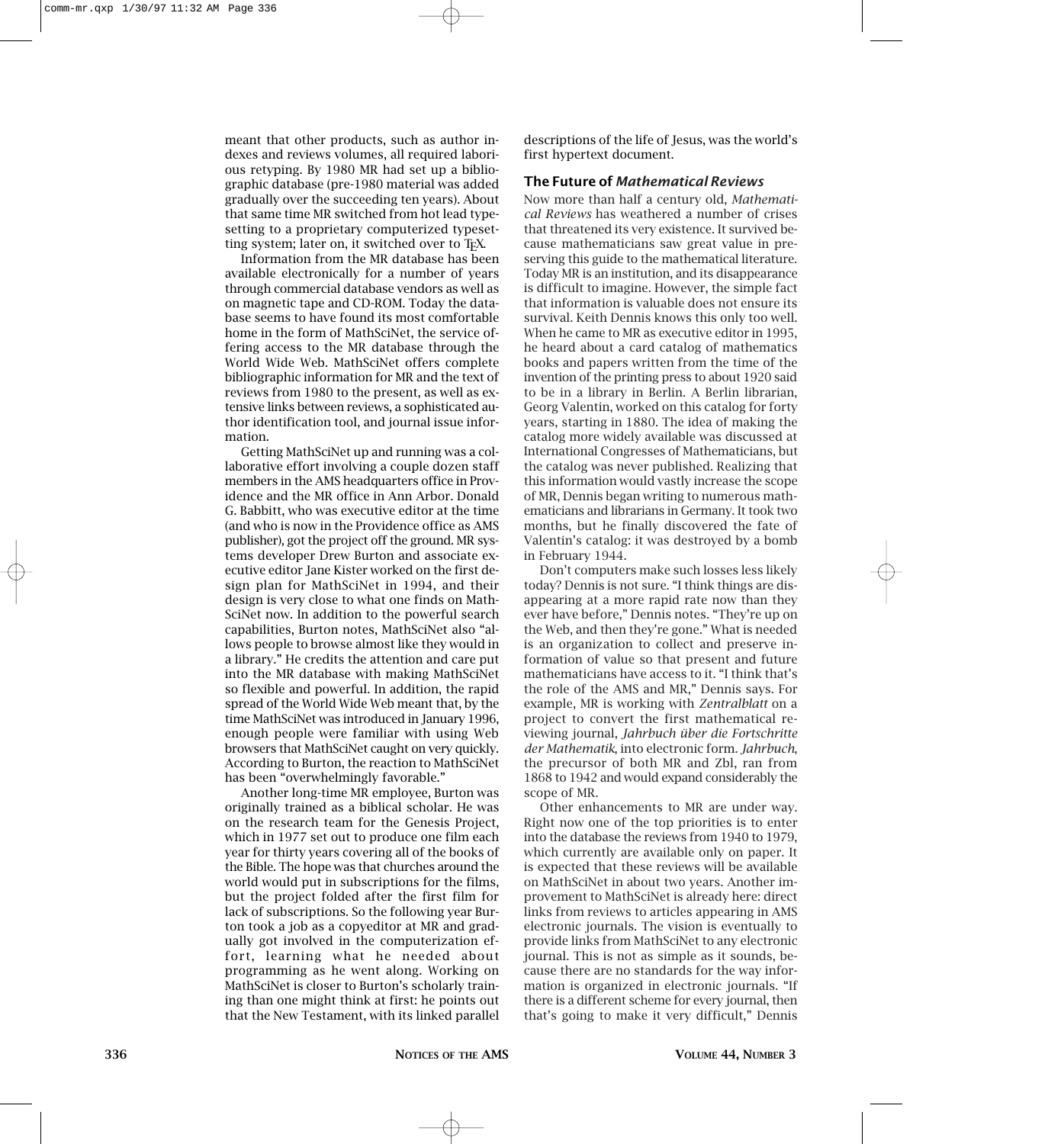meant that other products, such as author indexes and reviews volumes, all required laborious retyping. By 1980 MR had set up a bibliographic database (pre-1980 material was added gradually over the succeeding ten years). About that same time MR switched from hot lead typesetting to a proprietary computerized typesetting system; later on, it switched over to TeX.

Information from the MR database has been available electronically for a number of years through commercial database vendors as well as on magnetic tape and CD-ROM. Today the database seems to have found its most comfortable home in the form of MathSciNet, the service offering access to the MR database through the World Wide Web. MathSciNet offers complete bibliographic information for MR and the text of reviews from 1980 to the present, as well as extensive links between reviews, a sophisticated author identification tool, and journal issue information.

Getting MathSciNet up and running was a collaborative effort involving a couple dozen staff members in the AMS headquarters office in Providence and the MR office in Ann Arbor. Donald G. Babbitt, who was executive editor at the time (and who is now in the Providence office as AMS publisher), got the project off the ground. MR systems developer Drew Burton and associate executive editor Jane Kister worked on the first design plan for MathSciNet in 1994, and their design is very close to what one finds on MathSciNet now. In addition to the powerful search capabilities, Burton notes, MathSciNet also "allows people to browse almost like they would in a library." He credits the attention and care put into the MR database with making MathSciNet so flexible and powerful. In addition, the rapid spread of the World Wide Web meant that, by the time MathSciNet was introduced in January 1996, enough people were familiar with using Web browsers that MathSciNet caught on very quickly. According to Burton, the reaction to MathSciNet has been "overwhelmingly favorable."

Another long-time MR employee, Burton was originally trained as a biblical scholar. He was on the research team for the Genesis Project, which in 1977 set out to produce one film each year for thirty years covering all of the books of the Bible. The hope was that churches around the world would put in subscriptions for the films, but the project folded after the first film for lack of subscriptions. So the following year Burton took a job as a copyeditor at MR and gradually got involved in the computerization effort, learning what he needed about programming as he went along. Working on MathSciNet is closer to Burton's scholarly training than one might think at first: he points out that the New Testament, with its linked parallel descriptions of the life of Jesus, was the world's first hypertext document.

## The Future of *Mathematical Reviews*

Now more than half a century old, *Mathematical Reviews* has weathered a number of crises that threatened its very existence. It survived because mathematicians saw great value in preserving this guide to the mathematical literature. Today MR is an institution, and its disappearance is difficult to imagine. However, the simple fact that information is valuable does not ensure its survival. Keith Dennis knows this only too well. When he came to MR as executive editor in 1995, he heard about a card catalog of mathematics books and papers written from the time of the invention of the printing press to about 1920 said to be in a library in Berlin. A Berlin librarian, Georg Valentin, worked on this catalog for forty years, starting in 1880. The idea of making the catalog more widely available was discussed at International Congresses of Mathematicians, but the catalog was never published. Realizing that this information would vastly increase the scope of MR, Dennis began writing to numerous mathematicians and librarians in Germany. It took two months, but he finally discovered the fate of Valentin's catalog: it was destroyed by a bomb in February 1944.

Don't computers make such losses less likely today? Dennis is not sure. "I think things are disappearing at a more rapid rate now than they ever have before," Dennis notes. "They're up on the Web, and then they're gone." What is needed is an organization to collect and preserve information of value so that present and future mathematicians have access to it. "I think that's the role of the AMS and MR," Dennis says. For example, MR is working with *Zentralblatt* on a project to convert the first mathematical reviewing journal, *Jahrbuch über die Fortschritte der Mathematik*, into electronic form. *Jahrbuch*, the precursor of both MR and Zbl, ran from 1868 to 1942 and would expand considerably the scope of MR.

Other enhancements to MR are under way. Right now one of the top priorities is to enter into the database the reviews from 1940 to 1979, which currently are available only on paper. It is expected that these reviews will be available on MathSciNet in about two years. Another improvement to MathSciNet is already here: direct links from reviews to articles appearing in AMS electronic journals. The vision is eventually to provide links from MathSciNet to any electronic journal. This is not as simple as it sounds, because there are no standards for the way information is organized in electronic journals. "If there is a different scheme for every journal, then that's going to make it very difficult," Dennis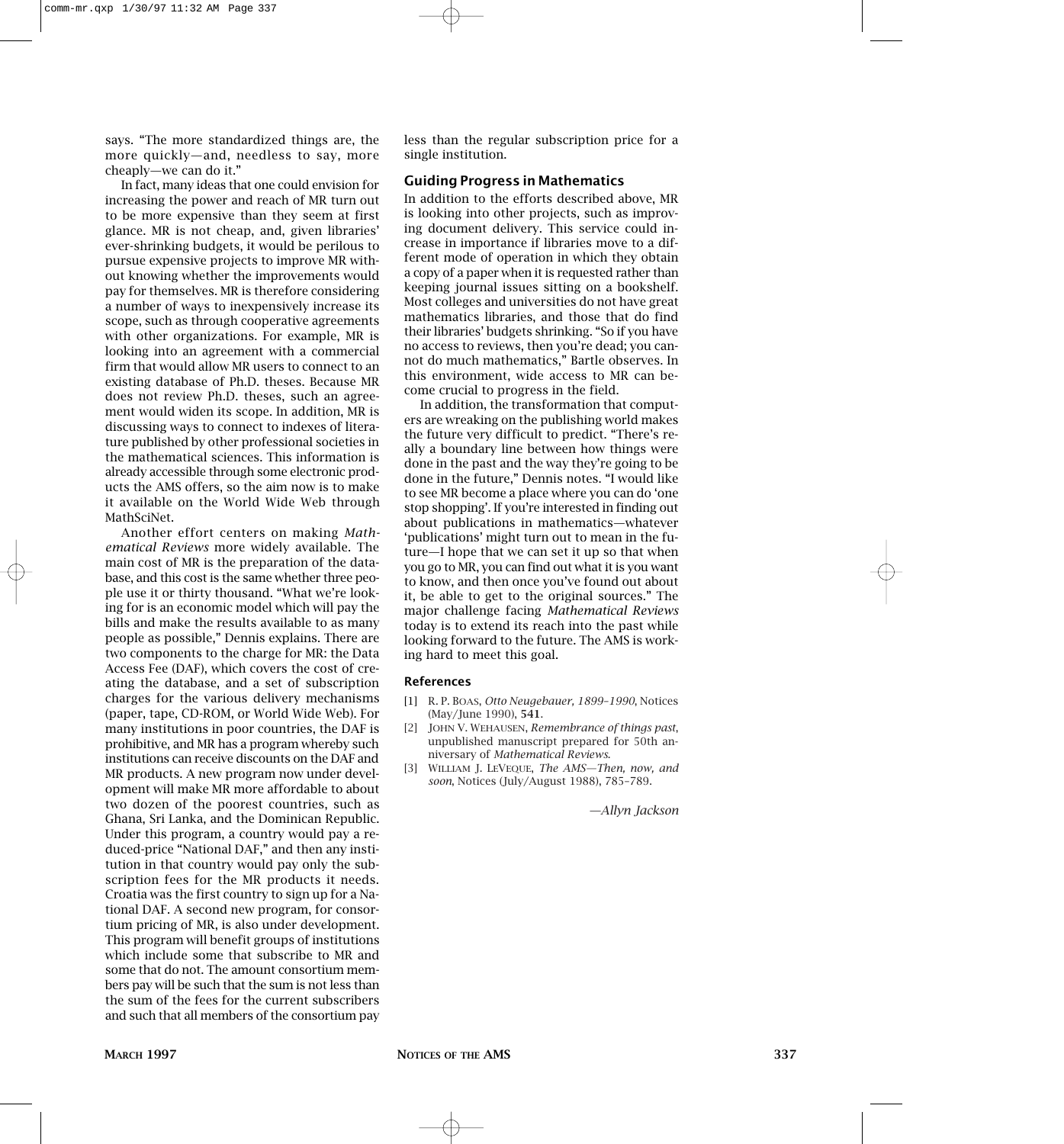says. "The more standardized things are, the more quickly—and, needless to say, more cheaply—we can do it."

In fact, many ideas that one could envision for increasing the power and reach of MR turn out to be more expensive than they seem at first glance. MR is not cheap, and, given libraries' ever-shrinking budgets, it would be perilous to pursue expensive projects to improve MR without knowing whether the improvements would pay for themselves. MR is therefore considering a number of ways to inexpensively increase its scope, such as through cooperative agreements with other organizations. For example, MR is looking into an agreement with a commercial firm that would allow MR users to connect to an existing database of Ph.D. theses. Because MR does not review Ph.D. theses, such an agreement would widen its scope. In addition, MR is discussing ways to connect to indexes of literature published by other professional societies in the mathematical sciences. This information is already accessible through some electronic products the AMS offers, so the aim now is to make it available on the World Wide Web through MathSciNet.

Another effort centers on making *Mathematical Reviews* more widely available. The main cost of MR is the preparation of the database, and this cost is the same whether three people use it or thirty thousand. "What we're looking for is an economic model which will pay the bills and make the results available to as many people as possible," Dennis explains. There are two components to the charge for MR: the Data Access Fee (DAF), which covers the cost of creating the database, and a set of subscription charges for the various delivery mechanisms (paper, tape, CD-ROM, or World Wide Web). For many institutions in poor countries, the DAF is prohibitive, and MR has a program whereby such institutions can receive discounts on the DAF and MR products. A new program now under development will make MR more affordable to about two dozen of the poorest countries, such as Ghana, Sri Lanka, and the Dominican Republic. Under this program, a country would pay a reduced-price "National DAF," and then any institution in that country would pay only the subscription fees for the MR products it needs. Croatia was the first country to sign up for a National DAF. A second new program, for consortium pricing of MR, is also under development. This program will benefit groups of institutions which include some that subscribe to MR and some that do not. The amount consortium members pay will be such that the sum is not less than the sum of the fees for the current subscribers and such that all members of the consortium pay less than the regular subscription price for a single institution.

## Guiding Progress in Mathematics

In addition to the efforts described above, MR is looking into other projects, such as improving document delivery. This service could increase in importance if libraries move to a different mode of operation in which they obtain a copy of a paper when it is requested rather than keeping journal issues sitting on a bookshelf. Most colleges and universities do not have great mathematics libraries, and those that do find their libraries' budgets shrinking. "So if you have no access to reviews, then you're dead; you cannot do much mathematics," Bartle observes. In this environment, wide access to MR can become crucial to progress in the field.

In addition, the transformation that computers are wreaking on the publishing world makes the future very difficult to predict. "There's really a boundary line between how things were done in the past and the way they're going to be done in the future," Dennis notes. "I would like to see MR become a place where you can do 'one stop shopping'. If you're interested in finding out about publications in mathematics—whatever 'publications' might turn out to mean in the future—I hope that we can set it up so that when you go to MR, you can find out what it is you want to know, and then once you've found out about it, be able to get to the original sources." The major challenge facing *Mathematical Reviews* today is to extend its reach into the past while looking forward to the future. The AMS is working hard to meet this goal.

## References

[1] R. P. Boas, *Otto Neugebauer, 1899–1990*, Notices (May/June 1990), **541**.

[2] John V. Wehausen, *Remembrance of things past*, unpublished manuscript prepared for 50th anniversary of *Mathematical Reviews*.

[3] William J. LeVeque, *The AMS—Then, now, and soon*, Notices (July/August 1988), 785–789.

*—Allyn Jackson*